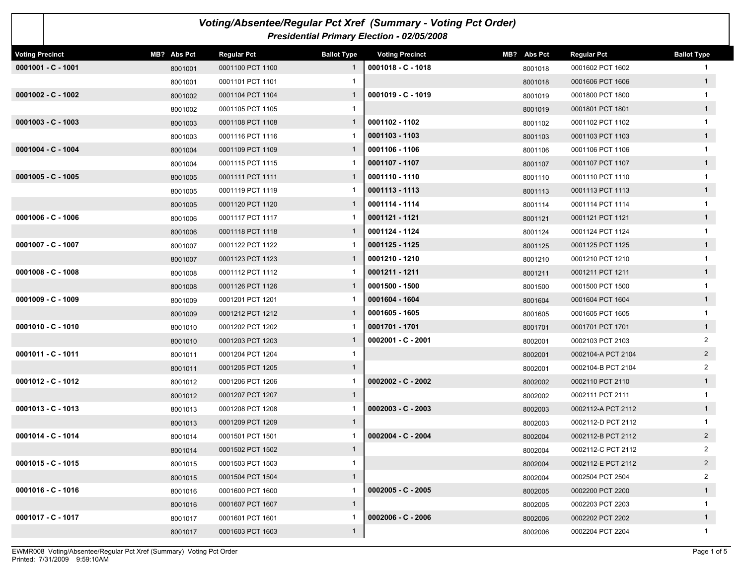# Voting/Absentee/Regular Pct Xref (Summary - Voting Pct Order)

## Presidential Primary Election - 02/05/2008

| Voting Precinct | MB? | Abs Pct | Regular Pct | Ballot Type |
|---|---|---|---|---|
| **0001001 - C - 1001** | | 8001001 | 0001100 PCT 1100 | 1 |
| | | 8001001 | 0001101 PCT 1101 | 1 |
| **0001002 - C - 1002** | | 8001002 | 0001104 PCT 1104 | 1 |
| | | 8001002 | 0001105 PCT 1105 | 1 |
| **0001003 - C - 1003** | | 8001003 | 0001108 PCT 1108 | 1 |
| | | 8001003 | 0001116 PCT 1116 | 1 |
| **0001004 - C - 1004** | | 8001004 | 0001109 PCT 1109 | 1 |
| | | 8001004 | 0001115 PCT 1115 | 1 |
| **0001005 - C - 1005** | | 8001005 | 0001111 PCT 1111 | 1 |
| | | 8001005 | 0001119 PCT 1119 | 1 |
| | | 8001005 | 0001120 PCT 1120 | 1 |
| **0001006 - C - 1006** | | 8001006 | 0001117 PCT 1117 | 1 |
| | | 8001006 | 0001118 PCT 1118 | 1 |
| **0001007 - C - 1007** | | 8001007 | 0001122 PCT 1122 | 1 |
| | | 8001007 | 0001123 PCT 1123 | 1 |
| **0001008 - C - 1008** | | 8001008 | 0001112 PCT 1112 | 1 |
| | | 8001008 | 0001126 PCT 1126 | 1 |
| **0001009 - C - 1009** | | 8001009 | 0001201 PCT 1201 | 1 |
| | | 8001009 | 0001212 PCT 1212 | 1 |
| **0001010 - C - 1010** | | 8001010 | 0001202 PCT 1202 | 1 |
| | | 8001010 | 0001203 PCT 1203 | 1 |
| **0001011 - C - 1011** | | 8001011 | 0001204 PCT 1204 | 1 |
| | | 8001011 | 0001205 PCT 1205 | 1 |
| **0001012 - C - 1012** | | 8001012 | 0001206 PCT 1206 | 1 |
| | | 8001012 | 0001207 PCT 1207 | 1 |
| **0001013 - C - 1013** | | 8001013 | 0001208 PCT 1208 | 1 |
| | | 8001013 | 0001209 PCT 1209 | 1 |
| **0001014 - C - 1014** | | 8001014 | 0001501 PCT 1501 | 1 |
| | | 8001014 | 0001502 PCT 1502 | 1 |
| **0001015 - C - 1015** | | 8001015 | 0001503 PCT 1503 | 1 |
| | | 8001015 | 0001504 PCT 1504 | 1 |
| **0001016 - C - 1016** | | 8001016 | 0001600 PCT 1600 | 1 |
| | | 8001016 | 0001607 PCT 1607 | 1 |
| **0001017 - C - 1017** | | 8001017 | 0001601 PCT 1601 | 1 |
| | | 8001017 | 0001603 PCT 1603 | 1 |
| **0001018 - C - 1018** | | 8001018 | 0001602 PCT 1602 | 1 |
| | | 8001018 | 0001606 PCT 1606 | 1 |
| **0001019 - C - 1019** | | 8001019 | 0001800 PCT 1800 | 1 |
| | | 8001019 | 0001801 PCT 1801 | 1 |
| **0001102 - 1102** | | 8001102 | 0001102 PCT 1102 | 1 |
| **0001103 - 1103** | | 8001103 | 0001103 PCT 1103 | 1 |
| **0001106 - 1106** | | 8001106 | 0001106 PCT 1106 | 1 |
| **0001107 - 1107** | | 8001107 | 0001107 PCT 1107 | 1 |
| **0001110 - 1110** | | 8001110 | 0001110 PCT 1110 | 1 |
| **0001113 - 1113** | | 8001113 | 0001113 PCT 1113 | 1 |
| **0001114 - 1114** | | 8001114 | 0001114 PCT 1114 | 1 |
| **0001121 - 1121** | | 8001121 | 0001121 PCT 1121 | 1 |
| **0001124 - 1124** | | 8001124 | 0001124 PCT 1124 | 1 |
| **0001125 - 1125** | | 8001125 | 0001125 PCT 1125 | 1 |
| **0001210 - 1210** | | 8001210 | 0001210 PCT 1210 | 1 |
| **0001211 - 1211** | | 8001211 | 0001211 PCT 1211 | 1 |
| **0001500 - 1500** | | 8001500 | 0001500 PCT 1500 | 1 |
| **0001604 - 1604** | | 8001604 | 0001604 PCT 1604 | 1 |
| **0001605 - 1605** | | 8001605 | 0001605 PCT 1605 | 1 |
| **0001701 - 1701** | | 8001701 | 0001701 PCT 1701 | 1 |
| **0002001 - C - 2001** | | 8002001 | 0002103 PCT 2103 | 2 |
| | | 8002001 | 0002104-A PCT 2104 | 2 |
| | | 8002001 | 0002104-B PCT 2104 | 2 |
| **0002002 - C - 2002** | | 8002002 | 0002110 PCT 2110 | 1 |
| | | 8002002 | 0002111 PCT 2111 | 1 |
| **0002003 - C - 2003** | | 8002003 | 0002112-A PCT 2112 | 1 |
| | | 8002003 | 0002112-D PCT 2112 | 1 |
| **0002004 - C - 2004** | | 8002004 | 0002112-B PCT 2112 | 2 |
| | | 8002004 | 0002112-C PCT 2112 | 2 |
| | | 8002004 | 0002112-E PCT 2112 | 2 |
| | | 8002004 | 0002504 PCT 2504 | 2 |
| **0002005 - C - 2005** | | 8002005 | 0002200 PCT 2200 | 1 |
| | | 8002005 | 0002203 PCT 2203 | 1 |
| **0002006 - C - 2006** | | 8002006 | 0002202 PCT 2202 | 1 |
| | | 8002006 | 0002204 PCT 2204 | 1 |

EWMR008 Voting/Absentee/Regular Pct Xref (Summary) Voting Pct Order
Printed: 7/31/2009 9:59:10AM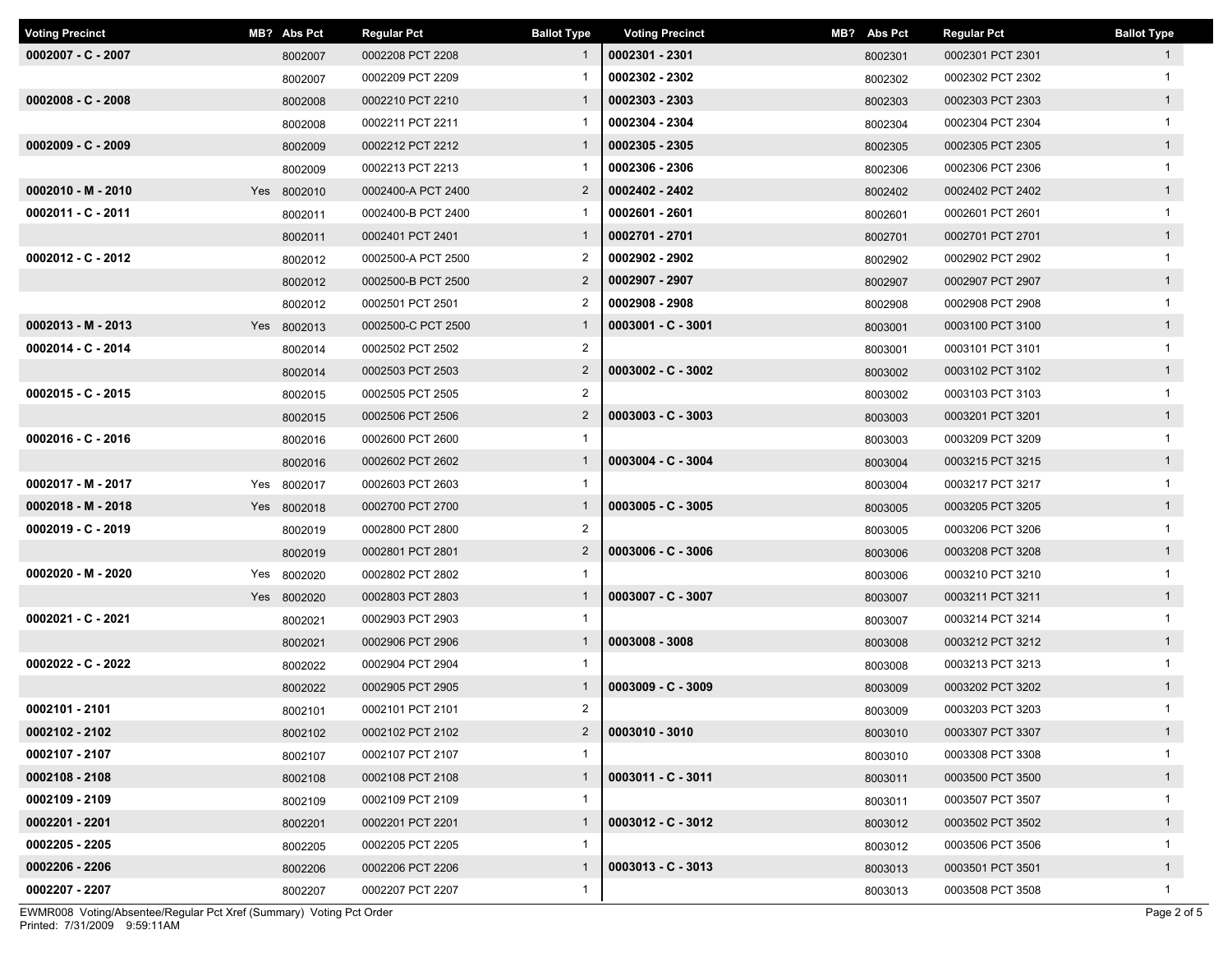| Voting Precinct | MB? | Abs Pct | Regular Pct | Ballot Type |
|---|---|---|---|---|
| 0002007 - C - 2007 | | 8002007 | 0002208 PCT 2208 | 1 |
| | | 8002007 | 0002209 PCT 2209 | 1 |
| 0002008 - C - 2008 | | 8002008 | 0002210 PCT 2210 | 1 |
| | | 8002008 | 0002211 PCT 2211 | 1 |
| 0002009 - C - 2009 | | 8002009 | 0002212 PCT 2212 | 1 |
| | | 8002009 | 0002213 PCT 2213 | 1 |
| 0002010 - M - 2010 | Yes | 8002010 | 0002400-A PCT 2400 | 2 |
| 0002011 - C - 2011 | | 8002011 | 0002400-B PCT 2400 | 1 |
| | | 8002011 | 0002401 PCT 2401 | 1 |
| 0002012 - C - 2012 | | 8002012 | 0002500-A PCT 2500 | 2 |
| | | 8002012 | 0002500-B PCT 2500 | 2 |
| | | 8002012 | 0002501 PCT 2501 | 2 |
| 0002013 - M - 2013 | Yes | 8002013 | 0002500-C PCT 2500 | 1 |
| 0002014 - C - 2014 | | 8002014 | 0002502 PCT 2502 | 2 |
| | | 8002014 | 0002503 PCT 2503 | 2 |
| 0002015 - C - 2015 | | 8002015 | 0002505 PCT 2505 | 2 |
| | | 8002015 | 0002506 PCT 2506 | 2 |
| 0002016 - C - 2016 | | 8002016 | 0002600 PCT 2600 | 1 |
| | | 8002016 | 0002602 PCT 2602 | 1 |
| 0002017 - M - 2017 | Yes | 8002017 | 0002603 PCT 2603 | 1 |
| 0002018 - M - 2018 | Yes | 8002018 | 0002700 PCT 2700 | 1 |
| 0002019 - C - 2019 | | 8002019 | 0002800 PCT 2800 | 2 |
| | | 8002019 | 0002801 PCT 2801 | 2 |
| 0002020 - M - 2020 | Yes | 8002020 | 0002802 PCT 2802 | 1 |
| | Yes | 8002020 | 0002803 PCT 2803 | 1 |
| 0002021 - C - 2021 | | 8002021 | 0002903 PCT 2903 | 1 |
| | | 8002021 | 0002906 PCT 2906 | 1 |
| 0002022 - C - 2022 | | 8002022 | 0002904 PCT 2904 | 1 |
| | | 8002022 | 0002905 PCT 2905 | 1 |
| 0002101 - 2101 | | 8002101 | 0002101 PCT 2101 | 2 |
| 0002102 - 2102 | | 8002102 | 0002102 PCT 2102 | 2 |
| 0002107 - 2107 | | 8002107 | 0002107 PCT 2107 | 1 |
| 0002108 - 2108 | | 8002108 | 0002108 PCT 2108 | 1 |
| 0002109 - 2109 | | 8002109 | 0002109 PCT 2109 | 1 |
| 0002201 - 2201 | | 8002201 | 0002201 PCT 2201 | 1 |
| 0002205 - 2205 | | 8002205 | 0002205 PCT 2205 | 1 |
| 0002206 - 2206 | | 8002206 | 0002206 PCT 2206 | 1 |
| 0002207 - 2207 | | 8002207 | 0002207 PCT 2207 | 1 |
| 0002301 - 2301 | | 8002301 | 0002301 PCT 2301 | 1 |
| 0002302 - 2302 | | 8002302 | 0002302 PCT 2302 | 1 |
| 0002303 - 2303 | | 8002303 | 0002303 PCT 2303 | 1 |
| 0002304 - 2304 | | 8002304 | 0002304 PCT 2304 | 1 |
| 0002305 - 2305 | | 8002305 | 0002305 PCT 2305 | 1 |
| 0002306 - 2306 | | 8002306 | 0002306 PCT 2306 | 1 |
| 0002402 - 2402 | | 8002402 | 0002402 PCT 2402 | 1 |
| 0002601 - 2601 | | 8002601 | 0002601 PCT 2601 | 1 |
| 0002701 - 2701 | | 8002701 | 0002701 PCT 2701 | 1 |
| 0002902 - 2902 | | 8002902 | 0002902 PCT 2902 | 1 |
| 0002907 - 2907 | | 8002907 | 0002907 PCT 2907 | 1 |
| 0002908 - 2908 | | 8002908 | 0002908 PCT 2908 | 1 |
| 0003001 - C - 3001 | | 8003001 | 0003100 PCT 3100 | 1 |
| | | 8003001 | 0003101 PCT 3101 | 1 |
| 0003002 - C - 3002 | | 8003002 | 0003102 PCT 3102 | 1 |
| | | 8003002 | 0003103 PCT 3103 | 1 |
| 0003003 - C - 3003 | | 8003003 | 0003201 PCT 3201 | 1 |
| | | 8003003 | 0003209 PCT 3209 | 1 |
| 0003004 - C - 3004 | | 8003004 | 0003215 PCT 3215 | 1 |
| | | 8003004 | 0003217 PCT 3217 | 1 |
| 0003005 - C - 3005 | | 8003005 | 0003205 PCT 3205 | 1 |
| | | 8003005 | 0003206 PCT 3206 | 1 |
| 0003006 - C - 3006 | | 8003006 | 0003208 PCT 3208 | 1 |
| | | 8003006 | 0003210 PCT 3210 | 1 |
| 0003007 - C - 3007 | | 8003007 | 0003211 PCT 3211 | 1 |
| | | 8003007 | 0003214 PCT 3214 | 1 |
| 0003008 - 3008 | | 8003008 | 0003212 PCT 3212 | 1 |
| | | 8003008 | 0003213 PCT 3213 | 1 |
| 0003009 - C - 3009 | | 8003009 | 0003202 PCT 3202 | 1 |
| | | 8003009 | 0003203 PCT 3203 | 1 |
| 0003010 - 3010 | | 8003010 | 0003307 PCT 3307 | 1 |
| | | 8003010 | 0003308 PCT 3308 | 1 |
| 0003011 - C - 3011 | | 8003011 | 0003500 PCT 3500 | 1 |
| | | 8003011 | 0003507 PCT 3507 | 1 |
| 0003012 - C - 3012 | | 8003012 | 0003502 PCT 3502 | 1 |
| | | 8003012 | 0003506 PCT 3506 | 1 |
| 0003013 - C - 3013 | | 8003013 | 0003501 PCT 3501 | 1 |
| | | 8003013 | 0003508 PCT 3508 | 1 |

EWMR008 Voting/Absentee/Regular Pct Xref (Summary) Voting Pct Order
Printed: 7/31/2009 9:59:11AM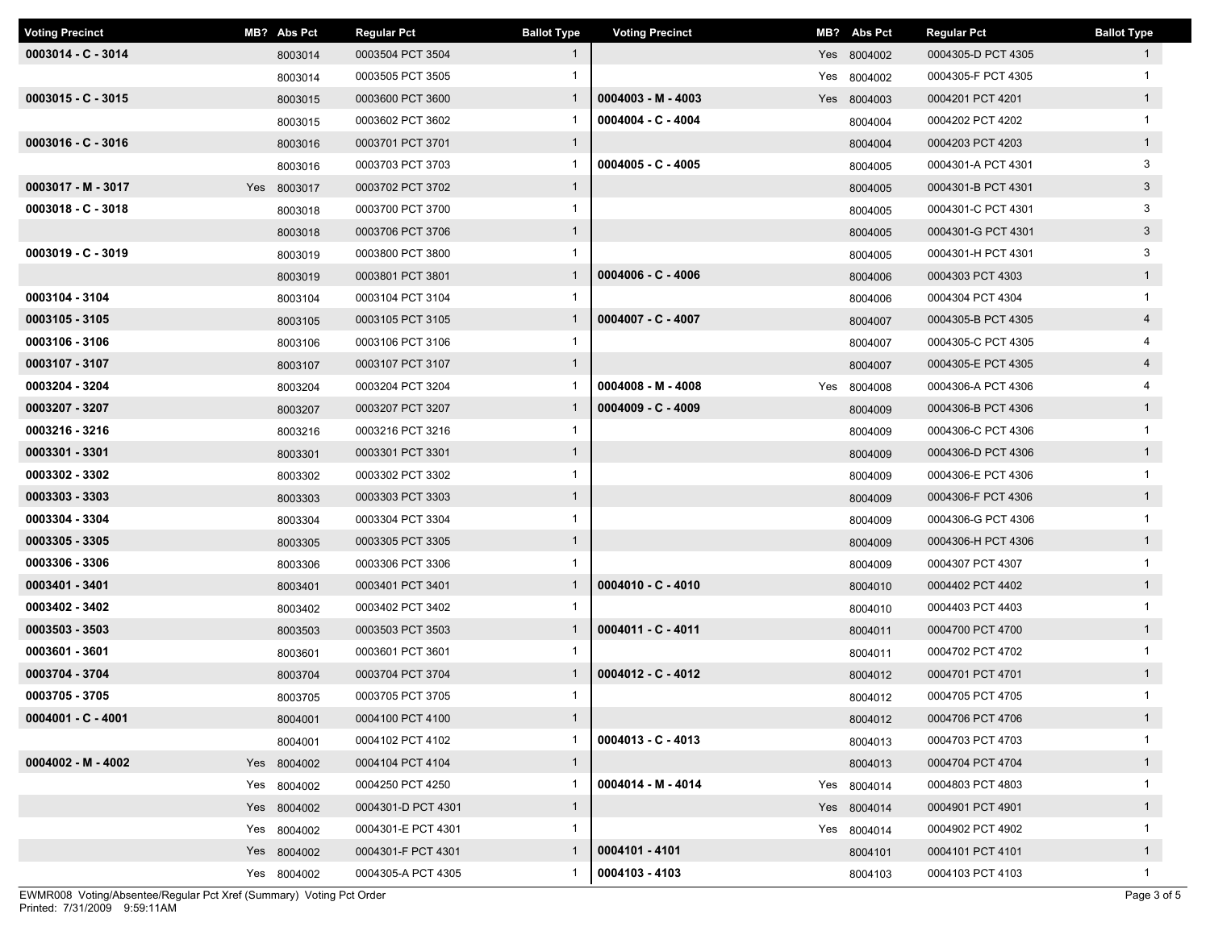| Voting Precinct | MB? | Abs Pct | Regular Pct | Ballot Type |
|---|---|---|---|---|
| 0003014 - C - 3014 | | 8003014 | 0003504 PCT 3504 | 1 |
| | | 8003014 | 0003505 PCT 3505 | 1 |
| 0003015 - C - 3015 | | 8003015 | 0003600 PCT 3600 | 1 |
| | | 8003015 | 0003602 PCT 3602 | 1 |
| 0003016 - C - 3016 | | 8003016 | 0003701 PCT 3701 | 1 |
| | | 8003016 | 0003703 PCT 3703 | 1 |
| 0003017 - M - 3017 | Yes | 8003017 | 0003702 PCT 3702 | 1 |
| 0003018 - C - 3018 | | 8003018 | 0003700 PCT 3700 | 1 |
| | | 8003018 | 0003706 PCT 3706 | 1 |
| 0003019 - C - 3019 | | 8003019 | 0003800 PCT 3800 | 1 |
| | | 8003019 | 0003801 PCT 3801 | 1 |
| 0003104 - 3104 | | 8003104 | 0003104 PCT 3104 | 1 |
| 0003105 - 3105 | | 8003105 | 0003105 PCT 3105 | 1 |
| 0003106 - 3106 | | 8003106 | 0003106 PCT 3106 | 1 |
| 0003107 - 3107 | | 8003107 | 0003107 PCT 3107 | 1 |
| 0003204 - 3204 | | 8003204 | 0003204 PCT 3204 | 1 |
| 0003207 - 3207 | | 8003207 | 0003207 PCT 3207 | 1 |
| 0003216 - 3216 | | 8003216 | 0003216 PCT 3216 | 1 |
| 0003301 - 3301 | | 8003301 | 0003301 PCT 3301 | 1 |
| 0003302 - 3302 | | 8003302 | 0003302 PCT 3302 | 1 |
| 0003303 - 3303 | | 8003303 | 0003303 PCT 3303 | 1 |
| 0003304 - 3304 | | 8003304 | 0003304 PCT 3304 | 1 |
| 0003305 - 3305 | | 8003305 | 0003305 PCT 3305 | 1 |
| 0003306 - 3306 | | 8003306 | 0003306 PCT 3306 | 1 |
| 0003401 - 3401 | | 8003401 | 0003401 PCT 3401 | 1 |
| 0003402 - 3402 | | 8003402 | 0003402 PCT 3402 | 1 |
| 0003503 - 3503 | | 8003503 | 0003503 PCT 3503 | 1 |
| 0003601 - 3601 | | 8003601 | 0003601 PCT 3601 | 1 |
| 0003704 - 3704 | | 8003704 | 0003704 PCT 3704 | 1 |
| 0003705 - 3705 | | 8003705 | 0003705 PCT 3705 | 1 |
| 0004001 - C - 4001 | | 8004001 | 0004100 PCT 4100 | 1 |
| | | 8004001 | 0004102 PCT 4102 | 1 |
| 0004002 - M - 4002 | Yes | 8004002 | 0004104 PCT 4104 | 1 |
| | Yes | 8004002 | 0004250 PCT 4250 | 1 |
| | Yes | 8004002 | 0004301-D PCT 4301 | 1 |
| | Yes | 8004002 | 0004301-E PCT 4301 | 1 |
| | Yes | 8004002 | 0004301-F PCT 4301 | 1 |
| | Yes | 8004002 | 0004305-A PCT 4305 | 1 |
| | Yes | 8004002 | 0004305-D PCT 4305 | 1 |
| | Yes | 8004002 | 0004305-F PCT 4305 | 1 |
| 0004003 - M - 4003 | Yes | 8004003 | 0004201 PCT 4201 | 1 |
| 0004004 - C - 4004 | | 8004004 | 0004202 PCT 4202 | 1 |
| | | 8004004 | 0004203 PCT 4203 | 1 |
| 0004005 - C - 4005 | | 8004005 | 0004301-A PCT 4301 | 3 |
| | | 8004005 | 0004301-B PCT 4301 | 3 |
| | | 8004005 | 0004301-C PCT 4301 | 3 |
| | | 8004005 | 0004301-G PCT 4301 | 3 |
| | | 8004005 | 0004301-H PCT 4301 | 3 |
| 0004006 - C - 4006 | | 8004006 | 0004303 PCT 4303 | 1 |
| | | 8004006 | 0004304 PCT 4304 | 1 |
| 0004007 - C - 4007 | | 8004007 | 0004305-B PCT 4305 | 4 |
| | | 8004007 | 0004305-C PCT 4305 | 4 |
| | | 8004007 | 0004305-E PCT 4305 | 4 |
| 0004008 - M - 4008 | Yes | 8004008 | 0004306-A PCT 4306 | 4 |
| 0004009 - C - 4009 | | 8004009 | 0004306-B PCT 4306 | 1 |
| | | 8004009 | 0004306-C PCT 4306 | 1 |
| | | 8004009 | 0004306-D PCT 4306 | 1 |
| | | 8004009 | 0004306-E PCT 4306 | 1 |
| | | 8004009 | 0004306-F PCT 4306 | 1 |
| | | 8004009 | 0004306-G PCT 4306 | 1 |
| | | 8004009 | 0004306-H PCT 4306 | 1 |
| | | 8004009 | 0004307 PCT 4307 | 1 |
| 0004010 - C - 4010 | | 8004010 | 0004402 PCT 4402 | 1 |
| | | 8004010 | 0004403 PCT 4403 | 1 |
| 0004011 - C - 4011 | | 8004011 | 0004700 PCT 4700 | 1 |
| | | 8004011 | 0004702 PCT 4702 | 1 |
| 0004012 - C - 4012 | | 8004012 | 0004701 PCT 4701 | 1 |
| | | 8004012 | 0004705 PCT 4705 | 1 |
| | | 8004012 | 0004706 PCT 4706 | 1 |
| 0004013 - C - 4013 | | 8004013 | 0004703 PCT 4703 | 1 |
| | | 8004013 | 0004704 PCT 4704 | 1 |
| 0004014 - M - 4014 | Yes | 8004014 | 0004803 PCT 4803 | 1 |
| | Yes | 8004014 | 0004901 PCT 4901 | 1 |
| | Yes | 8004014 | 0004902 PCT 4902 | 1 |
| 0004101 - 4101 | | 8004101 | 0004101 PCT 4101 | 1 |
| 0004103 - 4103 | | 8004103 | 0004103 PCT 4103 | 1 |

EWMR008 Voting/Absentee/Regular Pct Xref (Summary) Voting Pct Order
Printed: 7/31/2009 9:59:11AM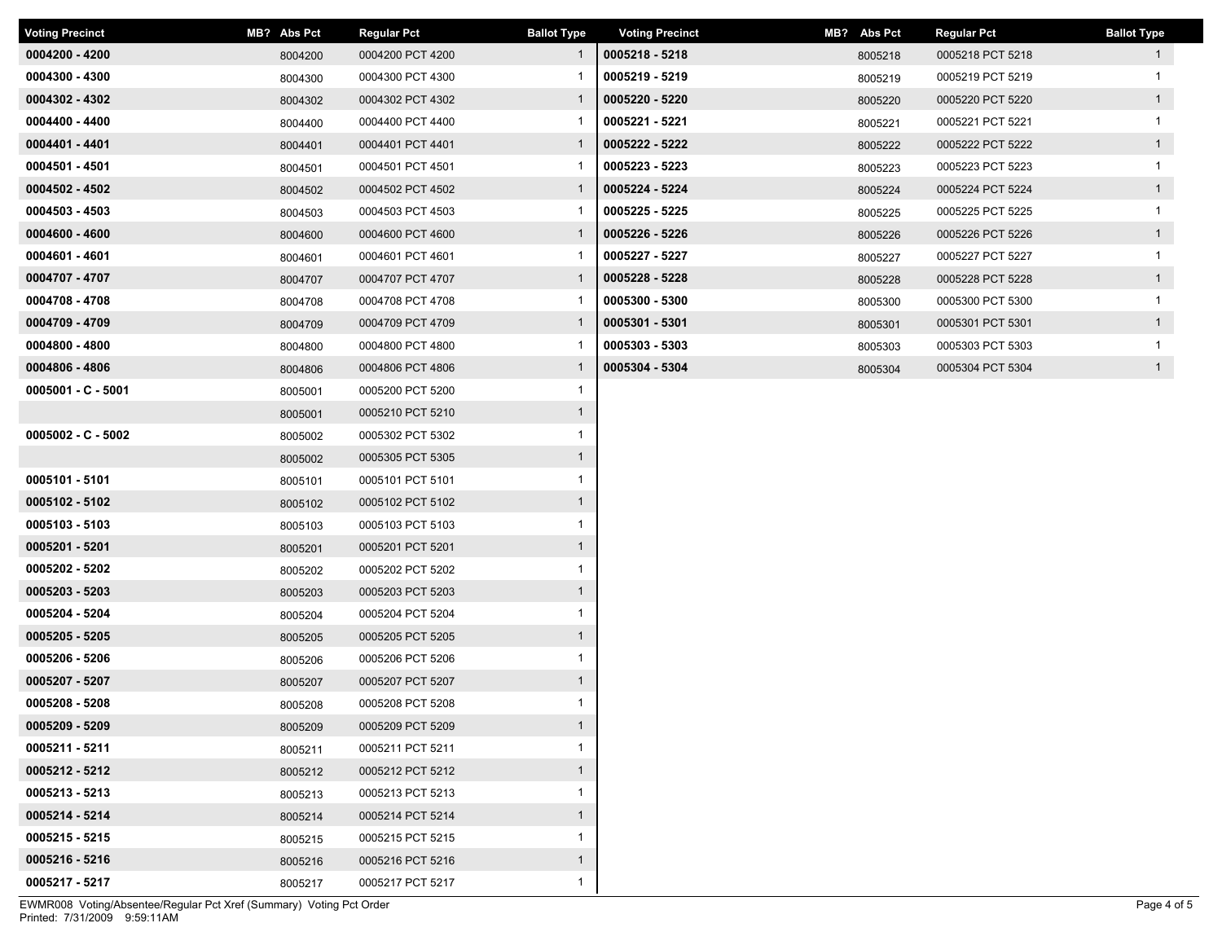| Voting Precinct | MB? | Abs Pct | Regular Pct | Ballot Type |
|---|---|---|---|---|
| **0004200 - 4200** | | 8004200 | 0004200 PCT 4200 | 1 |
| **0004300 - 4300** | | 8004300 | 0004300 PCT 4300 | 1 |
| **0004302 - 4302** | | 8004302 | 0004302 PCT 4302 | 1 |
| **0004400 - 4400** | | 8004400 | 0004400 PCT 4400 | 1 |
| **0004401 - 4401** | | 8004401 | 0004401 PCT 4401 | 1 |
| **0004501 - 4501** | | 8004501 | 0004501 PCT 4501 | 1 |
| **0004502 - 4502** | | 8004502 | 0004502 PCT 4502 | 1 |
| **0004503 - 4503** | | 8004503 | 0004503 PCT 4503 | 1 |
| **0004600 - 4600** | | 8004600 | 0004600 PCT 4600 | 1 |
| **0004601 - 4601** | | 8004601 | 0004601 PCT 4601 | 1 |
| **0004707 - 4707** | | 8004707 | 0004707 PCT 4707 | 1 |
| **0004708 - 4708** | | 8004708 | 0004708 PCT 4708 | 1 |
| **0004709 - 4709** | | 8004709 | 0004709 PCT 4709 | 1 |
| **0004800 - 4800** | | 8004800 | 0004800 PCT 4800 | 1 |
| **0004806 - 4806** | | 8004806 | 0004806 PCT 4806 | 1 |
| **0005001 - C - 5001** | | 8005001 | 0005200 PCT 5200 | 1 |
| | | 8005001 | 0005210 PCT 5210 | 1 |
| **0005002 - C - 5002** | | 8005002 | 0005302 PCT 5302 | 1 |
| | | 8005002 | 0005305 PCT 5305 | 1 |
| **0005101 - 5101** | | 8005101 | 0005101 PCT 5101 | 1 |
| **0005102 - 5102** | | 8005102 | 0005102 PCT 5102 | 1 |
| **0005103 - 5103** | | 8005103 | 0005103 PCT 5103 | 1 |
| **0005201 - 5201** | | 8005201 | 0005201 PCT 5201 | 1 |
| **0005202 - 5202** | | 8005202 | 0005202 PCT 5202 | 1 |
| **0005203 - 5203** | | 8005203 | 0005203 PCT 5203 | 1 |
| **0005204 - 5204** | | 8005204 | 0005204 PCT 5204 | 1 |
| **0005205 - 5205** | | 8005205 | 0005205 PCT 5205 | 1 |
| **0005206 - 5206** | | 8005206 | 0005206 PCT 5206 | 1 |
| **0005207 - 5207** | | 8005207 | 0005207 PCT 5207 | 1 |
| **0005208 - 5208** | | 8005208 | 0005208 PCT 5208 | 1 |
| **0005209 - 5209** | | 8005209 | 0005209 PCT 5209 | 1 |
| **0005211 - 5211** | | 8005211 | 0005211 PCT 5211 | 1 |
| **0005212 - 5212** | | 8005212 | 0005212 PCT 5212 | 1 |
| **0005213 - 5213** | | 8005213 | 0005213 PCT 5213 | 1 |
| **0005214 - 5214** | | 8005214 | 0005214 PCT 5214 | 1 |
| **0005215 - 5215** | | 8005215 | 0005215 PCT 5215 | 1 |
| **0005216 - 5216** | | 8005216 | 0005216 PCT 5216 | 1 |
| **0005217 - 5217** | | 8005217 | 0005217 PCT 5217 | 1 |
| **0005218 - 5218** | | 8005218 | 0005218 PCT 5218 | 1 |
| **0005219 - 5219** | | 8005219 | 0005219 PCT 5219 | 1 |
| **0005220 - 5220** | | 8005220 | 0005220 PCT 5220 | 1 |
| **0005221 - 5221** | | 8005221 | 0005221 PCT 5221 | 1 |
| **0005222 - 5222** | | 8005222 | 0005222 PCT 5222 | 1 |
| **0005223 - 5223** | | 8005223 | 0005223 PCT 5223 | 1 |
| **0005224 - 5224** | | 8005224 | 0005224 PCT 5224 | 1 |
| **0005225 - 5225** | | 8005225 | 0005225 PCT 5225 | 1 |
| **0005226 - 5226** | | 8005226 | 0005226 PCT 5226 | 1 |
| **0005227 - 5227** | | 8005227 | 0005227 PCT 5227 | 1 |
| **0005228 - 5228** | | 8005228 | 0005228 PCT 5228 | 1 |
| **0005300 - 5300** | | 8005300 | 0005300 PCT 5300 | 1 |
| **0005301 - 5301** | | 8005301 | 0005301 PCT 5301 | 1 |
| **0005303 - 5303** | | 8005303 | 0005303 PCT 5303 | 1 |
| **0005304 - 5304** | | 8005304 | 0005304 PCT 5304 | 1 |

EWMR008 Voting/Absentee/Regular Pct Xref (Summary) Voting Pct Order
Printed: 7/31/2009 9:59:11AM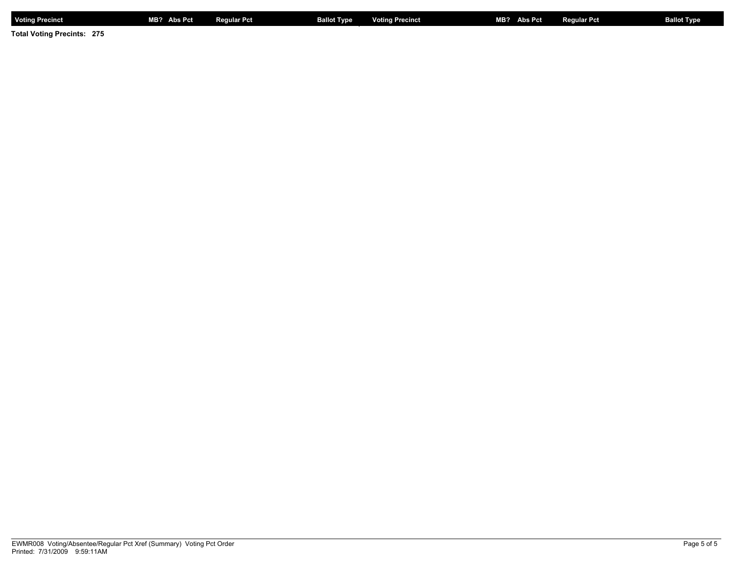| Voting Precinct | MB? | Abs Pct | Regular Pct | Ballot Type | Voting Precinct | MB? | Abs Pct | Regular Pct | Ballot Type |
|---|---|---|---|---|---|---|---|---|---|

**Total Voting Precints: 275**

EWMR008 Voting/Absentee/Regular Pct Xref (Summary) Voting Pct Order
Printed: 7/31/2009 9:59:11AM